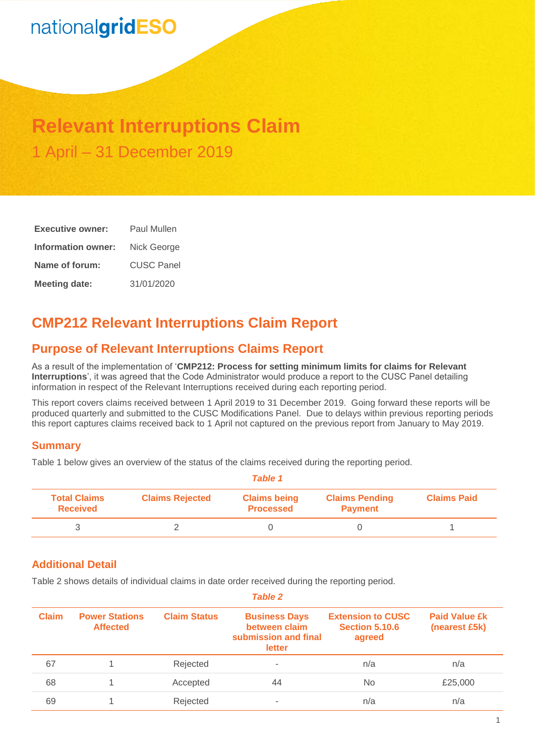nationalgridESO

# Relevant Interruptions Claim

1 April – 31 December 2019

**Executive owner:** Paul Mullen

**Information owner:** Nick George

**Name of forum:** CUSC Panel

**Meeting date:** 31/01/2020

## CMP212 Relevant Interruptions Claim Report

## Purpose of Relevant Interruptions Claims Report

As a result of the implementation of '**CMP212: Process for setting minimum limits for claims for Relevant Interruptions**', it was agreed that the Code Administrator would produce a report to the CUSC Panel detailing information in respect of the Relevant Interruptions received during each reporting period.

This report covers claims received between 1 April 2019 to 31 December 2019. Going forward these reports will be produced quarterly and submitted to the CUSC Modifications Panel. Due to delays within previous reporting periods this report captures claims received back to 1 April not captured on the previous report from January to May 2019.

### Summary

Table 1 below gives an overview of the status of the claims received during the reporting period.

*Table 1*

| Total Claims Received | Claims Rejected | Claims being Processed | Claims Pending Payment | Claims Paid |
|---|---|---|---|---|
| 3 | 2 | 0 | 0 | 1 |

### Additional Detail

Table 2 shows details of individual claims in date order received during the reporting period.

*Table 2*

| Claim | Power Stations Affected | Claim Status | Business Days between claim submission and final letter | Extension to CUSC Section 5.10.6 agreed | Paid Value £k (nearest £5k) |
|---|---|---|---|---|---|
| 67 | 1 | Rejected | - | n/a | n/a |
| 68 | 1 | Accepted | 44 | No | £25,000 |
| 69 | 1 | Rejected | - | n/a | n/a |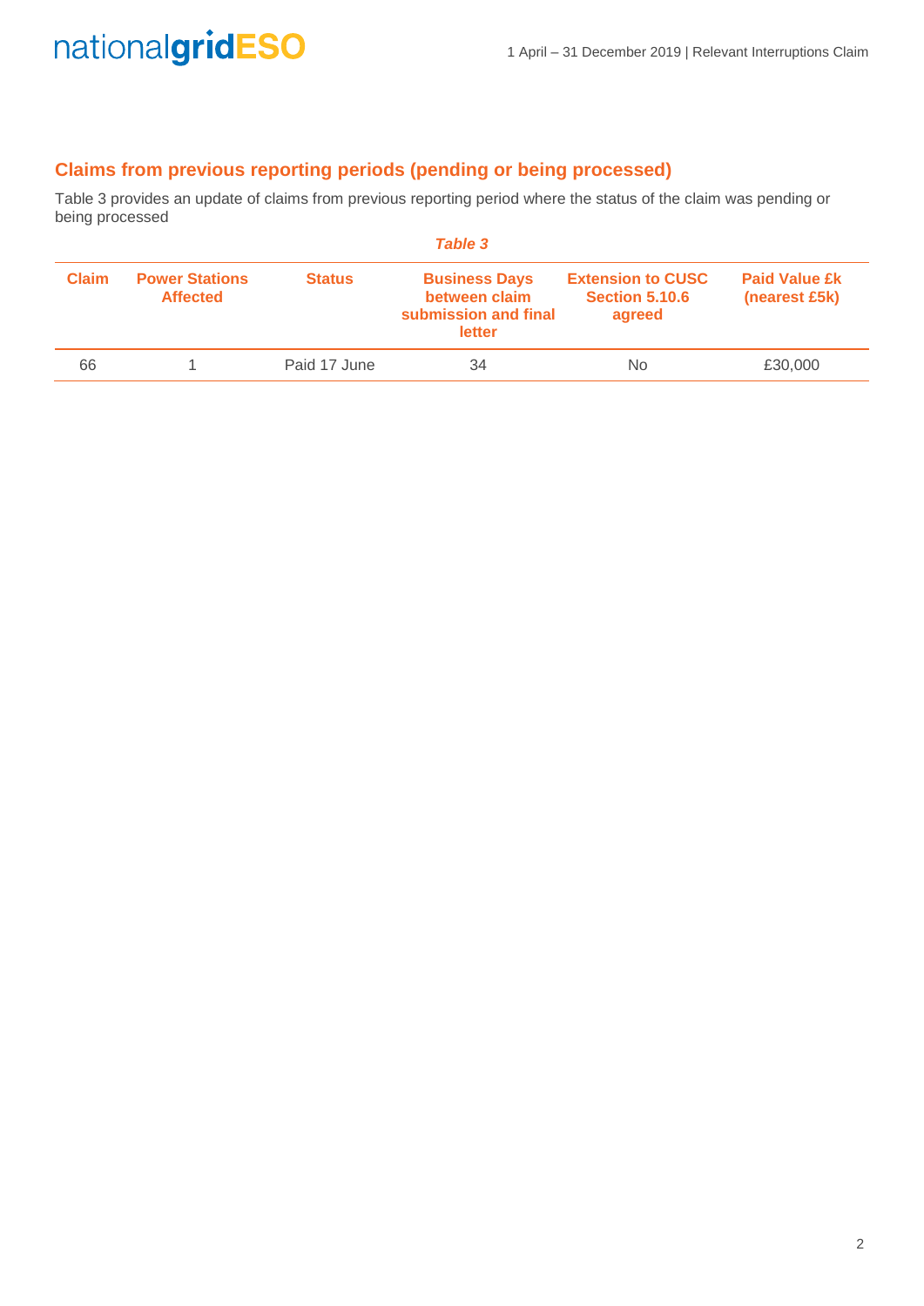## Claims from previous reporting periods (pending or being processed)

Table 3 provides an update of claims from previous reporting period where the status of the claim was pending or being processed

*Table 3*

| Claim | Power Stations Affected | Status | Business Days between claim submission and final letter | Extension to CUSC Section 5.10.6 agreed | Paid Value £k (nearest £5k) |
|---|---|---|---|---|---|
| 66 | 1 | Paid 17 June | 34 | No | £30,000 |